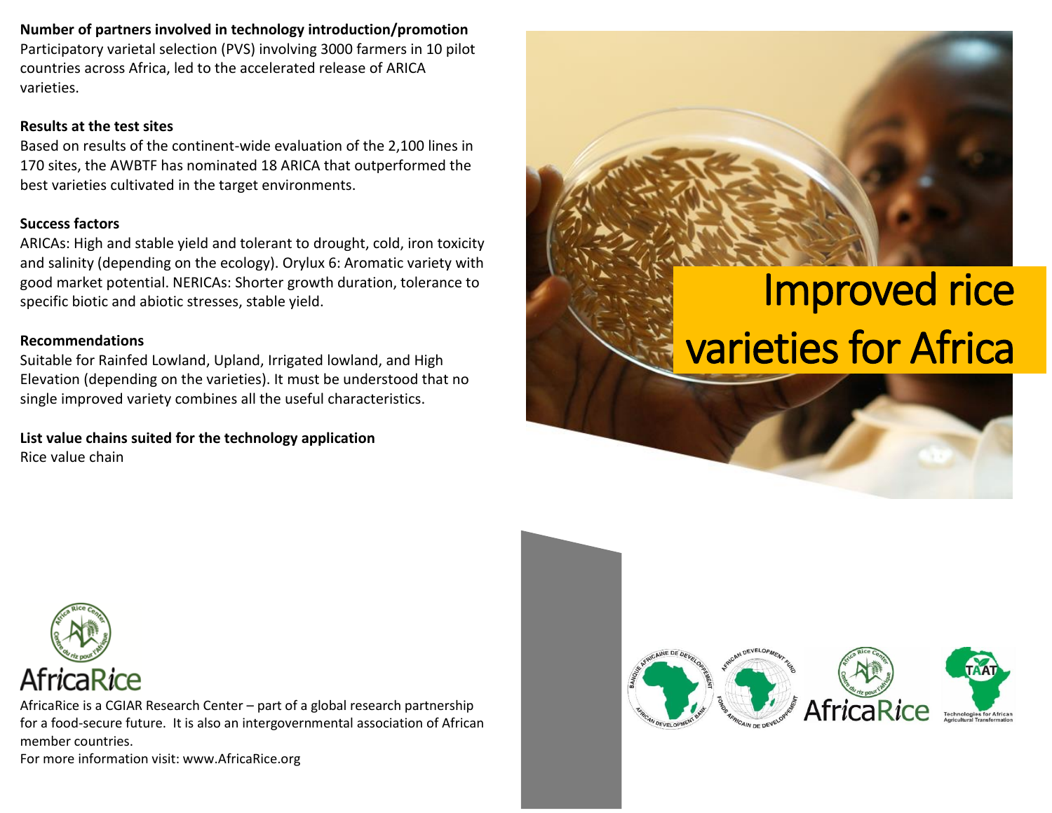# Improved rice varieties for Africa

**Number of partners involved in technology introduction/promotion**

Participatory varietal selection (PVS) involving 3000 farmers in 10 pilot countries across Africa, led to the accelerated release of ARICA varieties.

**Results at the test sites**

Based on results of the continent-wide evaluation of the 2,100 lines in 170 sites, the AWBTF has nominated 18 ARICA that outperformed the best varieties cultivated in the target environments.

**Success factors**

ARICAs: High and stable yield and tolerant to drought, cold, iron toxicity and salinity (depending on the ecology). Orylux 6: Aromatic variety with good market potential. NERICAs: Shorter growth duration, tolerance to specific biotic and abiotic stresses, stable yield.

**Recommendations**

Suitable for Rainfed Lowland, Upland, Irrigated lowland, and High Elevation (depending on the varieties). It must be understood that no single improved variety combines all the useful characteristics.

**List value chains suited for the technology application**

Rice value chain

AfricaRice

AfricaRice is a CGIAR Research Center – part of a global research partnership for a food-secure future. It is also an intergovernmental association of African member countries.

For more information visit: www.AfricaRice.org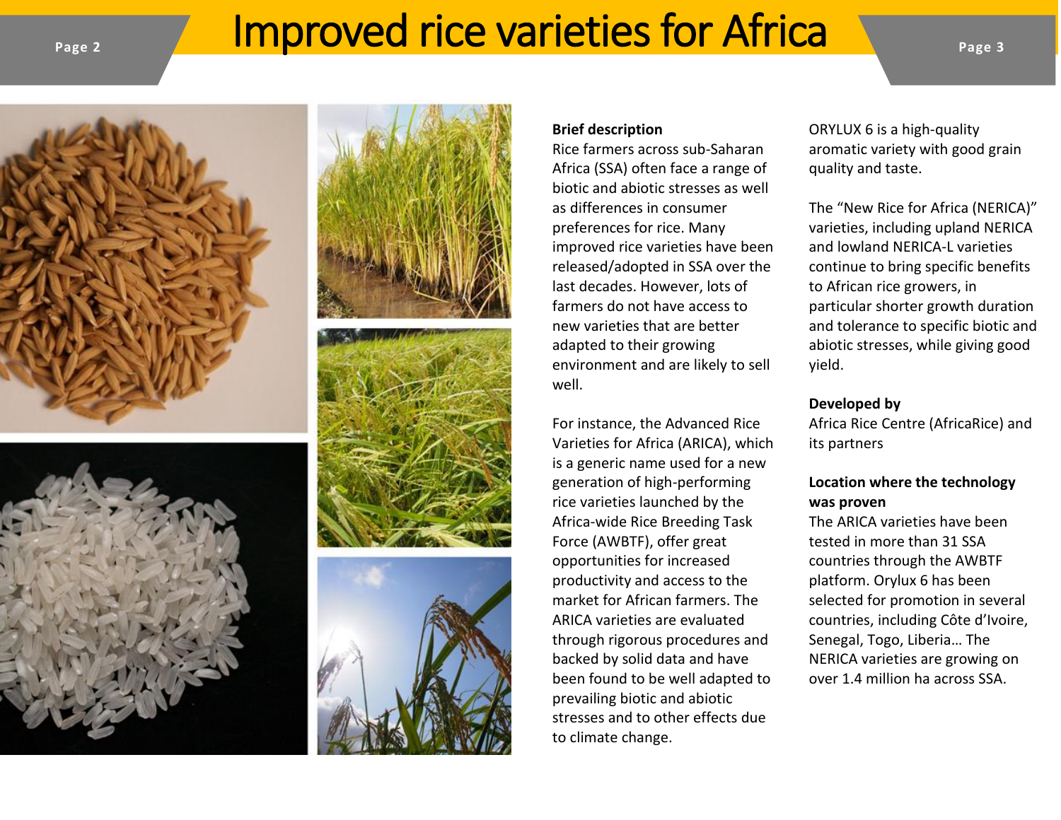# Improved rice varieties for Africa

**Brief description**

Rice farmers across sub-Saharan Africa (SSA) often face a range of biotic and abiotic stresses as well as differences in consumer preferences for rice. Many improved rice varieties have been released/adopted in SSA over the last decades. However, lots of farmers do not have access to new varieties that are better adapted to their growing environment and are likely to sell well.

For instance, the Advanced Rice Varieties for Africa (ARICA), which is a generic name used for a new generation of high-performing rice varieties launched by the Africa-wide Rice Breeding Task Force (AWBTF), offer great opportunities for increased productivity and access to the market for African farmers. The ARICA varieties are evaluated through rigorous procedures and backed by solid data and have been found to be well adapted to prevailing biotic and abiotic stresses and to other effects due to climate change.

ORYLUX 6 is a high-quality aromatic variety with good grain quality and taste.

The "New Rice for Africa (NERICA)" varieties, including upland NERICA and lowland NERICA-L varieties continue to bring specific benefits to African rice growers, in particular shorter growth duration and tolerance to specific biotic and abiotic stresses, while giving good yield.

**Developed by**

Africa Rice Centre (AfricaRice) and its partners

**Location where the technology was proven**

The ARICA varieties have been tested in more than 31 SSA countries through the AWBTF platform. Orylux 6 has been selected for promotion in several countries, including Côte d'Ivoire, Senegal, Togo, Liberia… The NERICA varieties are growing on over 1.4 million ha across SSA.